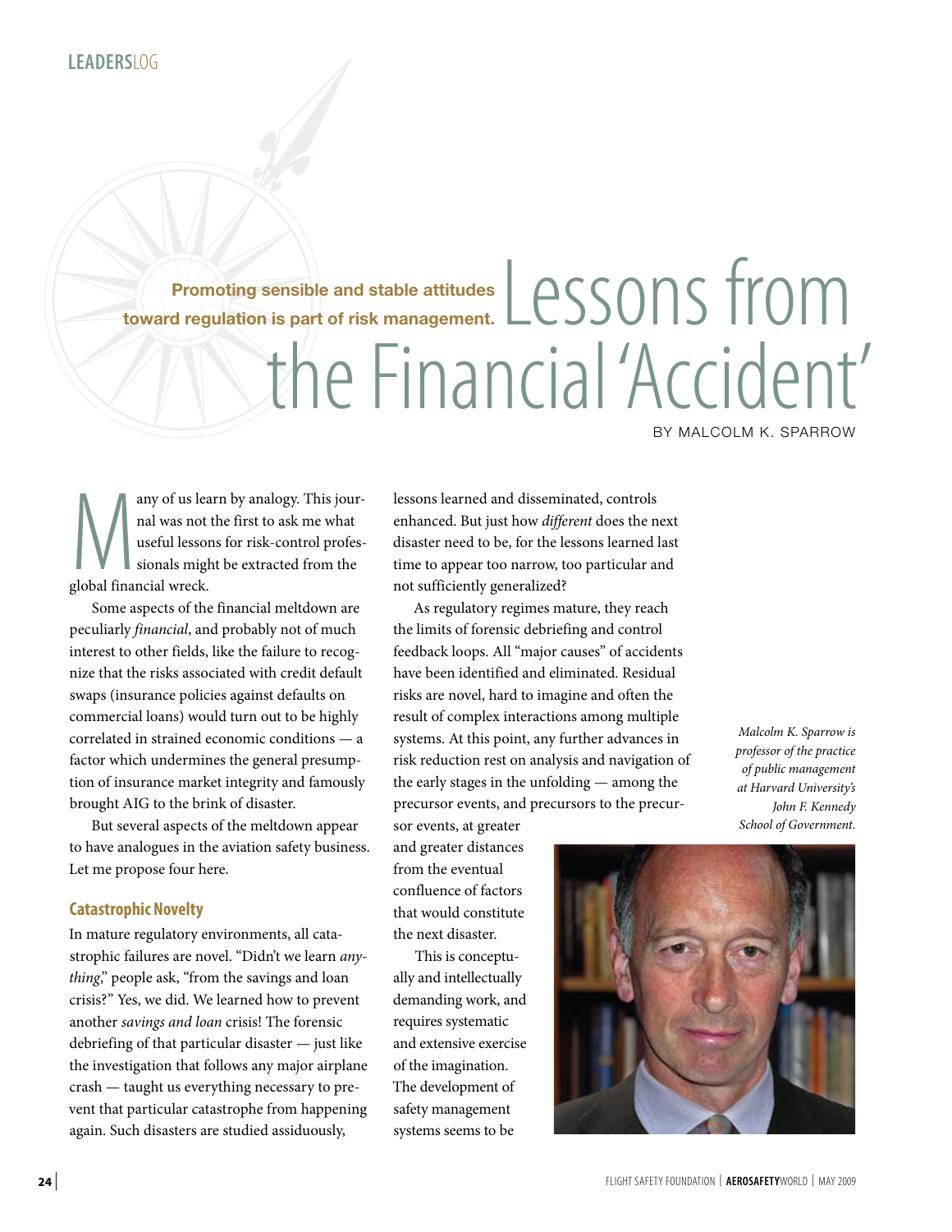# Lessons from the Financial 'Accident'

**Promoting sensible and stable attitudes toward regulation is part of risk management.**

BY MALCOLM K. SPARROW

Many of us learn by analogy. This journal was not the first to ask me what useful lessons for risk-control professionals might be extracted from the global financial wreck.

Some aspects of the financial meltdown are peculiarly *financial*, and probably not of much interest to other fields, like the failure to recognize that the risks associated with credit default swaps (insurance policies against defaults on commercial loans) would turn out to be highly correlated in strained economic conditions — a factor which undermines the general presumption of insurance market integrity and famously brought AIG to the brink of disaster.

But several aspects of the meltdown appear to have analogues in the aviation safety business. Let me propose four here.

## Catastrophic Novelty

In mature regulatory environments, all catastrophic failures are novel. "Didn't we learn *anything*," people ask, "from the savings and loan crisis?" Yes, we did. We learned how to prevent another *savings and loan* crisis! The forensic debriefing of that particular disaster — just like the investigation that follows any major airplane crash — taught us everything necessary to prevent that particular catastrophe from happening again. Such disasters are studied assiduously, lessons learned and disseminated, controls enhanced. But just how *different* does the next disaster need to be, for the lessons learned last time to appear too narrow, too particular and not sufficiently generalized?

As regulatory regimes mature, they reach the limits of forensic debriefing and control feedback loops. All "major causes" of accidents have been identified and eliminated. Residual risks are novel, hard to imagine and often the result of complex interactions among multiple systems. At this point, any further advances in risk reduction rest on analysis and navigation of the early stages in the unfolding — among the precursor events, and precursors to the precursor events, at greater and greater distances from the eventual confluence of factors that would constitute the next disaster.

This is conceptually and intellectually demanding work, and requires systematic and extensive exercise of the imagination. The development of safety management systems seems to be

*Malcolm K. Sparrow is professor of the practice of public management at Harvard University's John F. Kennedy School of Government.*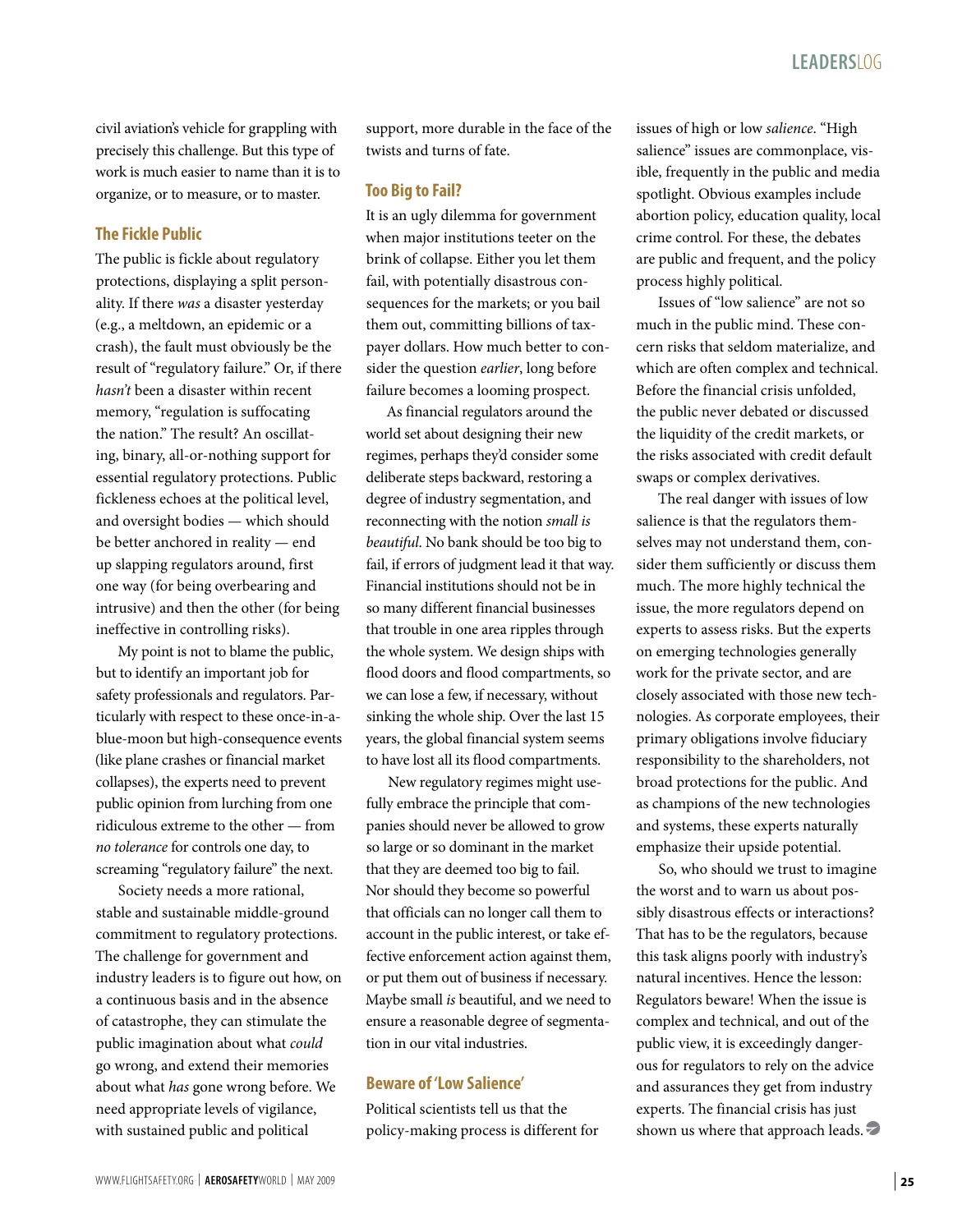civil aviation's vehicle for grappling with precisely this challenge. But this type of work is much easier to name than it is to organize, or to measure, or to master.

## The Fickle Public

The public is fickle about regulatory protections, displaying a split personality. If there *was* a disaster yesterday (e.g., a meltdown, an epidemic or a crash), the fault must obviously be the result of "regulatory failure." Or, if there *hasn't* been a disaster within recent memory, "regulation is suffocating the nation." The result? An oscillating, binary, all-or-nothing support for essential regulatory protections. Public fickleness echoes at the political level, and oversight bodies — which should be better anchored in reality — end up slapping regulators around, first one way (for being overbearing and intrusive) and then the other (for being ineffective in controlling risks).

My point is not to blame the public, but to identify an important job for safety professionals and regulators. Particularly with respect to these once-in-a-blue-moon but high-consequence events (like plane crashes or financial market collapses), the experts need to prevent public opinion from lurching from one ridiculous extreme to the other — from *no tolerance* for controls one day, to screaming "regulatory failure" the next.

Society needs a more rational, stable and sustainable middle-ground commitment to regulatory protections. The challenge for government and industry leaders is to figure out how, on a continuous basis and in the absence of catastrophe, they can stimulate the public imagination about what *could* go wrong, and extend their memories about what *has* gone wrong before. We need appropriate levels of vigilance, with sustained public and political support, more durable in the face of the twists and turns of fate.

## Too Big to Fail?

It is an ugly dilemma for government when major institutions teeter on the brink of collapse. Either you let them fail, with potentially disastrous consequences for the markets; or you bail them out, committing billions of taxpayer dollars. How much better to consider the question *earlier*, long before failure becomes a looming prospect.

As financial regulators around the world set about designing their new regimes, perhaps they'd consider some deliberate steps backward, restoring a degree of industry segmentation, and reconnecting with the notion *small is beautiful*. No bank should be too big to fail, if errors of judgment lead it that way. Financial institutions should not be in so many different financial businesses that trouble in one area ripples through the whole system. We design ships with flood doors and flood compartments, so we can lose a few, if necessary, without sinking the whole ship. Over the last 15 years, the global financial system seems to have lost all its flood compartments.

New regulatory regimes might usefully embrace the principle that companies should never be allowed to grow so large or so dominant in the market that they are deemed too big to fail. Nor should they become so powerful that officials can no longer call them to account in the public interest, or take effective enforcement action against them, or put them out of business if necessary. Maybe small *is* beautiful, and we need to ensure a reasonable degree of segmentation in our vital industries.

## Beware of 'Low Salience'

Political scientists tell us that the policy-making process is different for issues of high or low *salience*. "High salience" issues are commonplace, visible, frequently in the public and media spotlight. Obvious examples include abortion policy, education quality, local crime control. For these, the debates are public and frequent, and the policy process highly political.

Issues of "low salience" are not so much in the public mind. These concern risks that seldom materialize, and which are often complex and technical. Before the financial crisis unfolded, the public never debated or discussed the liquidity of the credit markets, or the risks associated with credit default swaps or complex derivatives.

The real danger with issues of low salience is that the regulators themselves may not understand them, consider them sufficiently or discuss them much. The more highly technical the issue, the more regulators depend on experts to assess risks. But the experts on emerging technologies generally work for the private sector, and are closely associated with those new technologies. As corporate employees, their primary obligations involve fiduciary responsibility to the shareholders, not broad protections for the public. And as champions of the new technologies and systems, these experts naturally emphasize their upside potential.

So, who should we trust to imagine the worst and to warn us about possibly disastrous effects or interactions? That has to be the regulators, because this task aligns poorly with industry's natural incentives. Hence the lesson: Regulators beware! When the issue is complex and technical, and out of the public view, it is exceedingly dangerous for regulators to rely on the advice and assurances they get from industry experts. The financial crisis has just shown us where that approach leads.